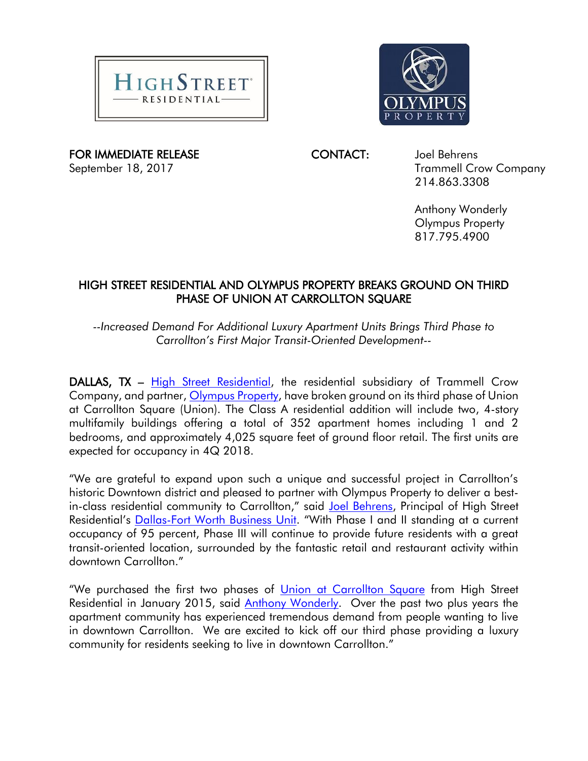FOR IMMEDIATE RELEASE
September 18, 2017

CONTACT: Joel Behrens
Trammell Crow Company
214.863.3308

Anthony Wonderly
Olympus Property
817.795.4900

## HIGH STREET RESIDENTIAL AND OLYMPUS PROPERTY BREAKS GROUND ON THIRD PHASE OF UNION AT CARROLLTON SQUARE

*--Increased Demand For Additional Luxury Apartment Units Brings Third Phase to Carrollton's First Major Transit-Oriented Development--*

**DALLAS, TX** – High Street Residential, the residential subsidiary of Trammell Crow Company, and partner, Olympus Property, have broken ground on its third phase of Union at Carrollton Square (Union). The Class A residential addition will include two, 4-story multifamily buildings offering a total of 352 apartment homes including 1 and 2 bedrooms, and approximately 4,025 square feet of ground floor retail. The first units are expected for occupancy in 4Q 2018.

"We are grateful to expand upon such a unique and successful project in Carrollton's historic Downtown district and pleased to partner with Olympus Property to deliver a best-in-class residential community to Carrollton," said Joel Behrens, Principal of High Street Residential's Dallas-Fort Worth Business Unit. "With Phase I and II standing at a current occupancy of 95 percent, Phase III will continue to provide future residents with a great transit-oriented location, surrounded by the fantastic retail and restaurant activity within downtown Carrollton."

"We purchased the first two phases of Union at Carrollton Square from High Street Residential in January 2015, said Anthony Wonderly. Over the past two plus years the apartment community has experienced tremendous demand from people wanting to live in downtown Carrollton. We are excited to kick off our third phase providing a luxury community for residents seeking to live in downtown Carrollton."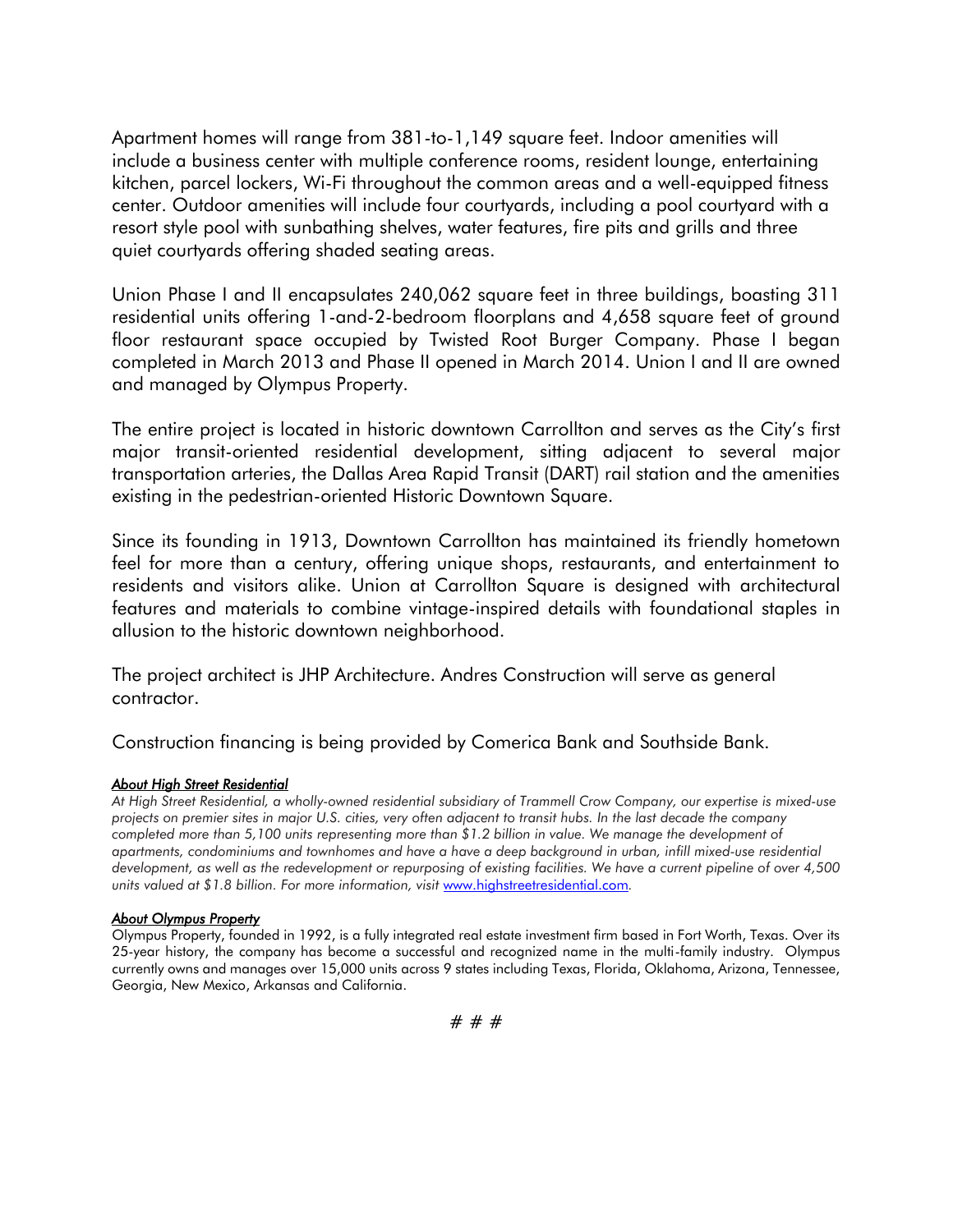Apartment homes will range from 381-to-1,149 square feet. Indoor amenities will include a business center with multiple conference rooms, resident lounge, entertaining kitchen, parcel lockers, Wi-Fi throughout the common areas and a well-equipped fitness center. Outdoor amenities will include four courtyards, including a pool courtyard with a resort style pool with sunbathing shelves, water features, fire pits and grills and three quiet courtyards offering shaded seating areas.

Union Phase I and II encapsulates 240,062 square feet in three buildings, boasting 311 residential units offering 1-and-2-bedroom floorplans and 4,658 square feet of ground floor restaurant space occupied by Twisted Root Burger Company. Phase I began completed in March 2013 and Phase II opened in March 2014. Union I and II are owned and managed by Olympus Property.

The entire project is located in historic downtown Carrollton and serves as the City's first major transit-oriented residential development, sitting adjacent to several major transportation arteries, the Dallas Area Rapid Transit (DART) rail station and the amenities existing in the pedestrian-oriented Historic Downtown Square.

Since its founding in 1913, Downtown Carrollton has maintained its friendly hometown feel for more than a century, offering unique shops, restaurants, and entertainment to residents and visitors alike. Union at Carrollton Square is designed with architectural features and materials to combine vintage-inspired details with foundational staples in allusion to the historic downtown neighborhood.

The project architect is JHP Architecture. Andres Construction will serve as general contractor.

Construction financing is being provided by Comerica Bank and Southside Bank.

***About High Street Residential***

*At High Street Residential, a wholly-owned residential subsidiary of Trammell Crow Company, our expertise is mixed-use projects on premier sites in major U.S. cities, very often adjacent to transit hubs. In the last decade the company completed more than 5,100 units representing more than $1.2 billion in value. We manage the development of apartments, condominiums and townhomes and have a have a deep background in urban, infill mixed-use residential development, as well as the redevelopment or repurposing of existing facilities. We have a current pipeline of over 4,500 units valued at $1.8 billion. For more information, visit www.highstreetresidential.com.*

***About Olympus Property***

Olympus Property, founded in 1992, is a fully integrated real estate investment firm based in Fort Worth, Texas. Over its 25-year history, the company has become a successful and recognized name in the multi-family industry. Olympus currently owns and manages over 15,000 units across 9 states including Texas, Florida, Oklahoma, Arizona, Tennessee, Georgia, New Mexico, Arkansas and California.

# # #